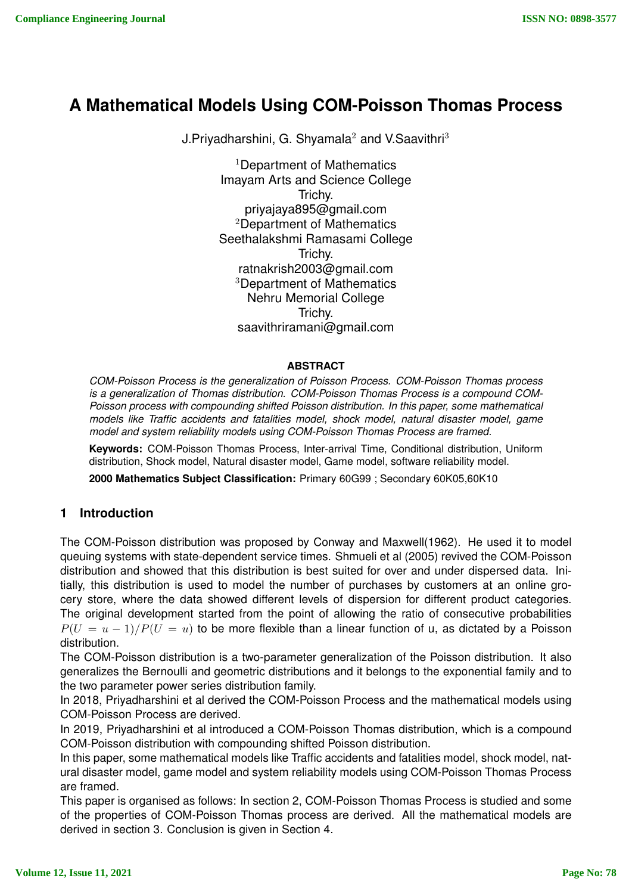# A Mathematical Models Using COM-Poisson Thomas Process

J.Priyadharshini, G. Shyamala[2] and V.Saavithri[3]

[1]Department of Mathematics
Imayam Arts and Science College
Trichy.
priyajaya895@gmail.com

[2]Department of Mathematics
Seethalakshmi Ramasami College
Trichy.
ratnakrish2003@gmail.com

[3]Department of Mathematics
Nehru Memorial College
Trichy.
saavithriramani@gmail.com

**ABSTRACT**

*COM-Poisson Process is the generalization of Poisson Process. COM-Poisson Thomas process is a generalization of Thomas distribution. COM-Poisson Thomas Process is a compound COM-Poisson process with compounding shifted Poisson distribution. In this paper, some mathematical models like Traffic accidents and fatalities model, shock model, natural disaster model, game model and system reliability models using COM-Poisson Thomas Process are framed.*

**Keywords:** COM-Poisson Thomas Process, Inter-arrival Time, Conditional distribution, Uniform distribution, Shock model, Natural disaster model, Game model, software reliability model.

**2000 Mathematics Subject Classification:** Primary 60G99 ; Secondary 60K05,60K10

## 1 Introduction

The COM-Poisson distribution was proposed by Conway and Maxwell(1962). He used it to model queuing systems with state-dependent service times. Shmueli et al (2005) revived the COM-Poisson distribution and showed that this distribution is best suited for over and under dispersed data. Initially, this distribution is used to model the number of purchases by customers at an online grocery store, where the data showed different levels of dispersion for different product categories. The original development started from the point of allowing the ratio of consecutive probabilities $P(U = u-1)/P(U = u)$ to be more flexible than a linear function of u, as dictated by a Poisson distribution.

The COM-Poisson distribution is a two-parameter generalization of the Poisson distribution. It also generalizes the Bernoulli and geometric distributions and it belongs to the exponential family and to the two parameter power series distribution family.

In 2018, Priyadharshini et al derived the COM-Poisson Process and the mathematical models using COM-Poisson Process are derived.

In 2019, Priyadharshini et al introduced a COM-Poisson Thomas distribution, which is a compound COM-Poisson distribution with compounding shifted Poisson distribution.

In this paper, some mathematical models like Traffic accidents and fatalities model, shock model, natural disaster model, game model and system reliability models using COM-Poisson Thomas Process are framed.

This paper is organised as follows: In section 2, COM-Poisson Thomas Process is studied and some of the properties of COM-Poisson Thomas process are derived. All the mathematical models are derived in section 3. Conclusion is given in Section 4.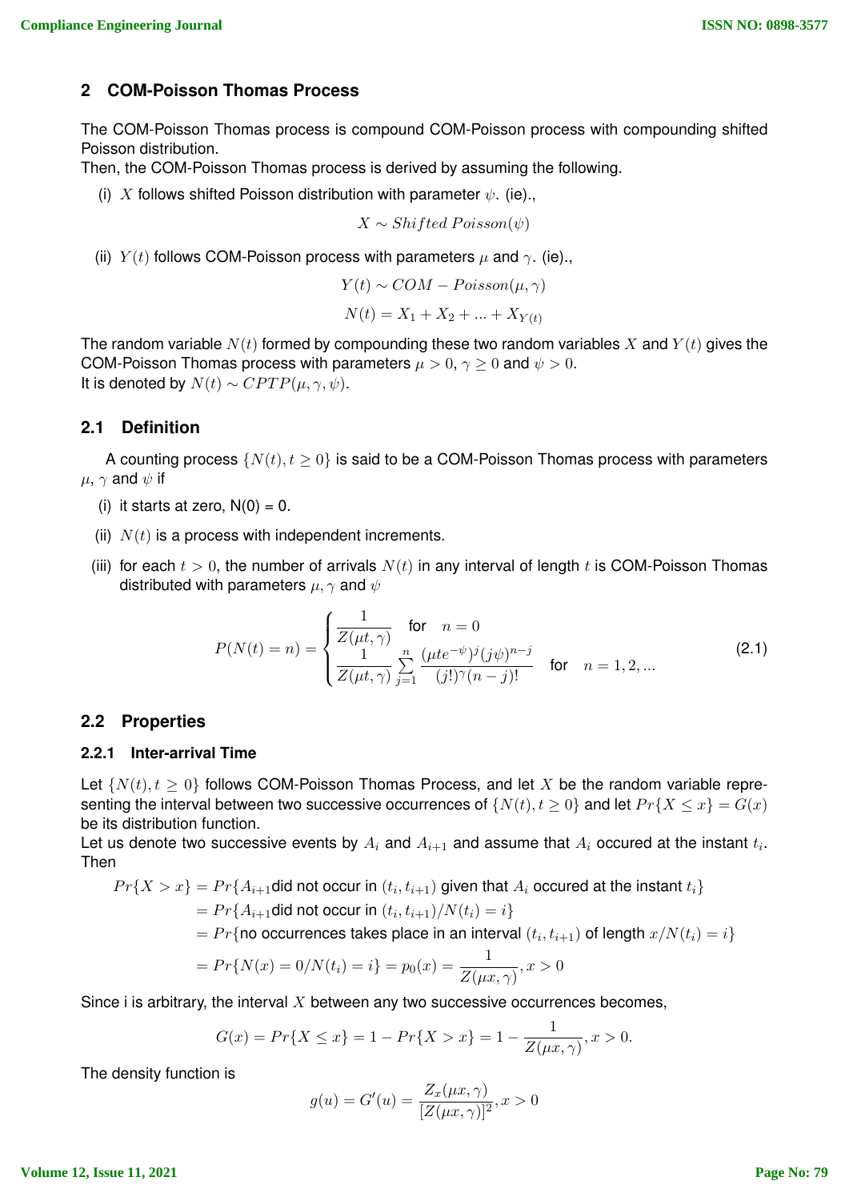## 2 COM-Poisson Thomas Process

The COM-Poisson Thomas process is compound COM-Poisson process with compounding shifted Poisson distribution.
Then, the COM-Poisson Thomas process is derived by assuming the following.

(i) $X$ follows shifted Poisson distribution with parameter $\psi$. (ie).,

$$X \sim Shifted\,Poisson(\psi)$$

(ii) $Y(t)$ follows COM-Poisson process with parameters $\mu$ and $\gamma$. (ie).,

$$Y(t) \sim COM - Poisson(\mu, \gamma)$$

$$N(t) = X_1 + X_2 + ... + X_{Y(t)}$$

The random variable $N(t)$ formed by compounding these two random variables $X$ and $Y(t)$ gives the COM-Poisson Thomas process with parameters $\mu > 0$, $\gamma \geq 0$ and $\psi > 0$.
It is denoted by $N(t) \sim CPTP(\mu, \gamma, \psi)$.

### 2.1 Definition

A counting process $\{N(t), t \geq 0\}$ is said to be a COM-Poisson Thomas process with parameters $\mu$, $\gamma$ and $\psi$ if

(i) it starts at zero, N(0) = 0.

(ii) $N(t)$ is a process with independent increments.

(iii) for each $t > 0$, the number of arrivals $N(t)$ in any interval of length $t$ is COM-Poisson Thomas distributed with parameters $\mu, \gamma$ and $\psi$

$$P(N(t) = n) = \begin{cases} \dfrac{1}{Z(\mu t, \gamma)} & \text{for} \quad n = 0 \\ \dfrac{1}{Z(\mu t, \gamma)} \displaystyle\sum_{j=1}^{n} \dfrac{(\mu t e^{-\psi})^j (j\psi)^{n-j}}{(j!)^\gamma (n-j)!} & \text{for} \quad n = 1, 2, ... \end{cases} \tag{2.1}$$

### 2.2 Properties

#### 2.2.1 Inter-arrival Time

Let $\{N(t), t \geq 0\}$ follows COM-Poisson Thomas Process, and let $X$ be the random variable representing the interval between two successive occurrences of $\{N(t), t \geq 0\}$ and let $Pr\{X \leq x\} = G(x)$ be its distribution function.
Let us denote two successive events by $A_i$ and $A_{i+1}$ and assume that $A_i$ occured at the instant $t_i$. Then

$$\begin{aligned} Pr\{X > x\} &= Pr\{A_{i+1} \text{did not occur in } (t_i, t_{i+1}) \text{ given that } A_i \text{ occured at the instant } t_i\} \\ &= Pr\{A_{i+1} \text{did not occur in } (t_i, t_{i+1})/N(t_i) = i\} \\ &= Pr\{\text{no occurrences takes place in an interval } (t_i, t_{i+1}) \text{ of length } x/N(t_i) = i\} \\ &= Pr\{N(x) = 0/N(t_i) = i\} = p_0(x) = \frac{1}{Z(\mu x, \gamma)}, x > 0 \end{aligned}$$

Since i is arbitrary, the interval $X$ between any two successive occurrences becomes,

$$G(x) = Pr\{X \leq x\} = 1 - Pr\{X > x\} = 1 - \frac{1}{Z(\mu x, \gamma)}, x > 0.$$

The density function is

$$g(u) = G'(u) = \frac{Z_x(\mu x, \gamma)}{[Z(\mu x, \gamma)]^2}, x > 0$$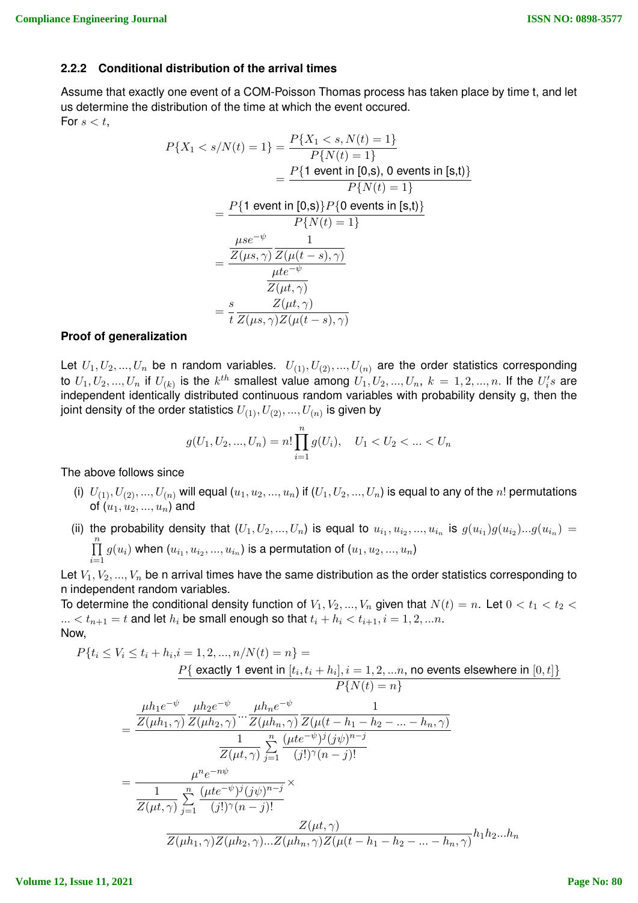### 2.2.2 Conditional distribution of the arrival times

Assume that exactly one event of a COM-Poisson Thomas process has taken place by time t, and let us determine the distribution of the time at which the event occured.
For $s < t$,

$$
\begin{aligned}
P\{X_1 < s/N(t) = 1\} &= \frac{P\{X_1 < s, N(t) = 1\}}{P\{N(t) = 1\}} \\
&= \frac{P\{\text{1 event in [0,s), 0 events in [s,t)}\}}{P\{N(t) = 1\}} \\
&= \frac{P\{\text{1 event in [0,s)}\}P\{\text{0 events in [s,t)}\}}{P\{N(t) = 1\}} \\
&= \frac{\dfrac{\mu s e^{-\psi}}{Z(\mu s, \gamma)} \dfrac{1}{Z(\mu(t-s), \gamma)}}{\dfrac{\mu t e^{-\psi}}{Z(\mu t, \gamma)}} \\
&= \frac{s}{t} \frac{Z(\mu t, \gamma)}{Z(\mu s, \gamma) Z(\mu(t-s), \gamma)}
\end{aligned}
$$

**Proof of generalization**

Let $U_1, U_2, ..., U_n$ be n random variables. $U_{(1)}, U_{(2)}, ..., U_{(n)}$ are the order statistics corresponding to $U_1, U_2, ..., U_n$ if $U_{(k)}$ is the $k^{th}$ smallest value among $U_1, U_2, ..., U_n$, $k = 1, 2, ..., n$. If the $U_i's$ are independent identically distributed continuous random variables with probability density g, then the joint density of the order statistics $U_{(1)}, U_{(2)}, ..., U_{(n)}$ is given by

$$
g(U_1, U_2, ..., U_n) = n! \prod_{i=1}^{n} g(U_i), \quad U_1 < U_2 < ... < U_n
$$

The above follows since

(i) $U_{(1)}, U_{(2)}, ..., U_{(n)}$ will equal $(u_1, u_2, ..., u_n)$ if $(U_1, U_2, ..., U_n)$ is equal to any of the $n!$ permutations of $(u_1, u_2, ..., u_n)$ and

(ii) the probability density that $(U_1, U_2, ..., U_n)$ is equal to $u_{i_1}, u_{i_2}, ..., u_{i_n}$ is $g(u_{i_1})g(u_{i_2})...g(u_{i_n}) = \prod_{i=1}^{n} g(u_i)$ when $(u_{i_1}, u_{i_2}, ..., u_{i_n})$ is a permutation of $(u_1, u_2, ..., u_n)$

Let $V_1, V_2, ..., V_n$ be n arrival times have the same distribution as the order statistics corresponding to n independent random variables.
To determine the conditional density function of $V_1, V_2, ..., V_n$ given that $N(t) = n$. Let $0 < t_1 < t_2 < ... < t_{n+1} = t$ and let $h_i$ be small enough so that $t_i + h_i < t_{i+1}, i = 1, 2, ...n$.
Now,

$$
\begin{aligned}
P\{t_i \le V_i \le t_i + h_i, i = 1, 2, ..., n/N(t) = n\} &= \\
&\frac{P\{\text{ exactly 1 event in } [t_i, t_i + h_i], i = 1, 2, ...n, \text{ no events elsewhere in } [0, t]\}}{P\{N(t) = n\}} \\
= \frac{\dfrac{\mu h_1 e^{-\psi}}{Z(\mu h_1, \gamma)} \dfrac{\mu h_2 e^{-\psi}}{Z(\mu h_2, \gamma)} \cdots \dfrac{\mu h_n e^{-\psi}}{Z(\mu h_n, \gamma)} \dfrac{1}{Z(\mu(t - h_1 - h_2 - ... - h_n, \gamma)}}{\dfrac{1}{Z(\mu t, \gamma)} \displaystyle\sum_{j=1}^{n} \dfrac{(\mu t e^{-\psi})^j (j\psi)^{n-j}}{(j!)^\gamma (n-j)!}} \\
= \frac{\mu^n e^{-n\psi}}{\dfrac{1}{Z(\mu t, \gamma)} \displaystyle\sum_{j=1}^{n} \dfrac{(\mu t e^{-\psi})^j (j\psi)^{n-j}}{(j!)^\gamma (n-j)!}} \times \\
\frac{Z(\mu t, \gamma)}{Z(\mu h_1, \gamma) Z(\mu h_2, \gamma) ... Z(\mu h_n, \gamma) Z(\mu(t - h_1 - h_2 - ... - h_n, \gamma)} h_1 h_2 ... h_n
\end{aligned}
$$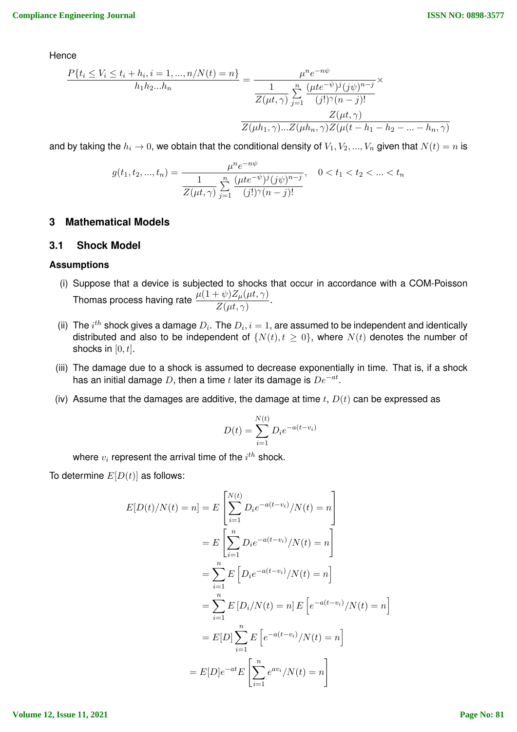Hence

$$\frac{P\{t_i \le V_i \le t_i + h_i, i = 1, ..., n/N(t) = n\}}{h_1 h_2 ... h_n} = \frac{\mu^n e^{-n\psi}}{\dfrac{1}{Z(\mu t, \gamma)} \displaystyle\sum_{j=1}^{n} \frac{(\mu t e^{-\psi})^j (j\psi)^{n-j}}{(j!)^\gamma (n-j)!}} \times \frac{Z(\mu t, \gamma)}{Z(\mu h_1, \gamma) ... Z(\mu h_n, \gamma) Z(\mu(t - h_1 - h_2 - ... - h_n, \gamma)}$$

and by taking the $h_i \to 0$, we obtain that the conditional density of $V_1, V_2, ..., V_n$ given that $N(t) = n$ is

$$g(t_1, t_2, ..., t_n) = \frac{\mu^n e^{-n\psi}}{\dfrac{1}{Z(\mu t, \gamma)} \displaystyle\sum_{j=1}^{n} \frac{(\mu t e^{-\psi})^j (j\psi)^{n-j}}{(j!)^\gamma (n-j)!}}, \quad 0 < t_1 < t_2 < ... < t_n$$

## 3 Mathematical Models

### 3.1 Shock Model

**Assumptions**

(i) Suppose that a device is subjected to shocks that occur in accordance with a COM-Poisson Thomas process having rate $\dfrac{\mu(1+\psi) Z_\mu(\mu t, \gamma)}{Z(\mu t, \gamma)}$.

(ii) The $i^{th}$ shock gives a damage $D_i$. The $D_i, i = 1$, are assumed to be independent and identically distributed and also to be independent of $\{N(t), t \ge 0\}$, where $N(t)$ denotes the number of shocks in $[0, t]$.

(iii) The damage due to a shock is assumed to decrease exponentially in time. That is, if a shock has an initial damage $D$, then a time $t$ later its damage is $De^{-at}$.

(iv) Assume that the damages are additive, the damage at time $t$, $D(t)$ can be expressed as

$$D(t) = \sum_{i=1}^{N(t)} D_i e^{-a(t - v_i)}$$

where $v_i$ represent the arrival time of the $i^{th}$ shock.

To determine $E[D(t)]$ as follows:

$$\begin{aligned}
E[D(t)/N(t) = n] &= E\left[\sum_{i=1}^{N(t)} D_i e^{-a(t-v_i)} / N(t) = n\right] \\
&= E\left[\sum_{i=1}^{n} D_i e^{-a(t-v_i)} / N(t) = n\right] \\
&= \sum_{i=1}^{n} E\left[D_i e^{-a(t-v_i)} / N(t) = n\right] \\
&= \sum_{i=1}^{n} E\left[D_i / N(t) = n\right] E\left[e^{-a(t-v_i)} / N(t) = n\right] \\
&= E[D] \sum_{i=1}^{n} E\left[e^{-a(t-v_i)} / N(t) = n\right] \\
&= E[D] e^{-at} E\left[\sum_{i=1}^{n} e^{av_i} / N(t) = n\right]
\end{aligned}$$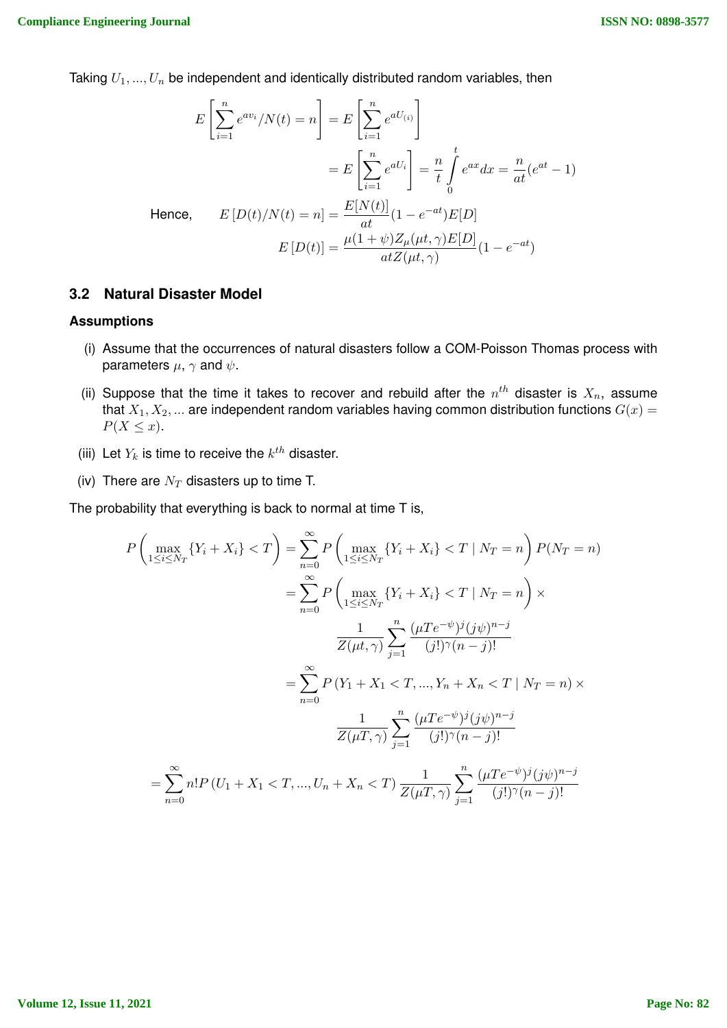Taking $U_1, ..., U_n$ be independent and identically distributed random variables, then

$$
\begin{aligned}
E\left[\sum_{i=1}^{n} e^{av_i}/N(t)=n\right] &= E\left[\sum_{i=1}^{n} e^{aU_{(i)}}\right] \\
&= E\left[\sum_{i=1}^{n} e^{aU_i}\right] = \frac{n}{t}\int_0^t e^{ax}dx = \frac{n}{at}(e^{at}-1)
\end{aligned}
$$

Hence,
$$
E\left[D(t)/N(t)=n\right] = \frac{E[N(t)]}{at}(1-e^{-at})E[D]
$$
$$
E\left[D(t)\right] = \frac{\mu(1+\psi)Z_\mu(\mu t,\gamma)E[D]}{atZ(\mu t,\gamma)}(1-e^{-at})
$$

### 3.2 Natural Disaster Model

**Assumptions**

(i) Assume that the occurrences of natural disasters follow a COM-Poisson Thomas process with parameters $\mu$, $\gamma$ and $\psi$.

(ii) Suppose that the time it takes to recover and rebuild after the $n^{th}$ disaster is $X_n$, assume that $X_1, X_2, ...$ are independent random variables having common distribution functions $G(x) = P(X \leq x)$.

(iii) Let $Y_k$ is time to receive the $k^{th}$ disaster.

(iv) There are $N_T$ disasters up to time T.

The probability that everything is back to normal at time T is,

$$
\begin{aligned}
P\left(\max_{1\leq i\leq N_T}\{Y_i+X_i\}<T\right) &= \sum_{n=0}^{\infty} P\left(\max_{1\leq i\leq N_T}\{Y_i+X_i\}<T \mid N_T=n\right)P(N_T=n) \\
&= \sum_{n=0}^{\infty} P\left(\max_{1\leq i\leq N_T}\{Y_i+X_i\}<T \mid N_T=n\right)\times \\
&\qquad \frac{1}{Z(\mu t,\gamma)}\sum_{j=1}^{n}\frac{(\mu T e^{-\psi})^j (j\psi)^{n-j}}{(j!)^\gamma (n-j)!} \\
&= \sum_{n=0}^{\infty} P\left(Y_1+X_1<T, ..., Y_n+X_n<T \mid N_T=n\right)\times \\
&\qquad \frac{1}{Z(\mu T,\gamma)}\sum_{j=1}^{n}\frac{(\mu T e^{-\psi})^j (j\psi)^{n-j}}{(j!)^\gamma (n-j)!}
\end{aligned}
$$

$$
= \sum_{n=0}^{\infty} n!P\left(U_1+X_1<T, ..., U_n+X_n<T\right)\frac{1}{Z(\mu T,\gamma)}\sum_{j=1}^{n}\frac{(\mu T e^{-\psi})^j (j\psi)^{n-j}}{(j!)^\gamma (n-j)!}
$$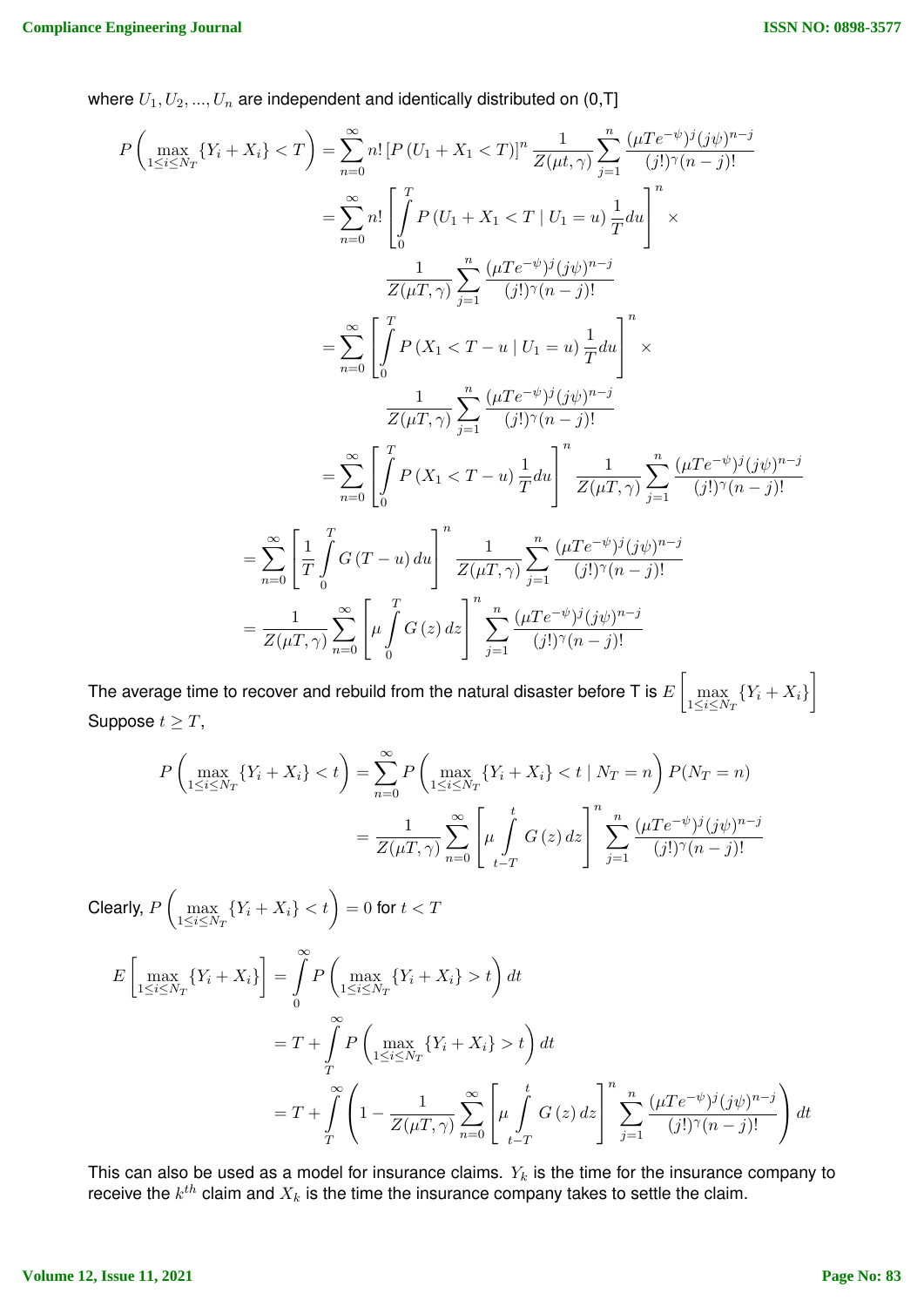where $U_1, U_2, ..., U_n$ are independent and identically distributed on (0,T]

$$
\begin{aligned}
P\left(\max_{1\le i\le N_T}\{Y_i+X_i\}<T\right) &= \sum_{n=0}^{\infty} n!\left[P\left(U_1+X_1<T\right)\right]^n \frac{1}{Z(\mu t,\gamma)}\sum_{j=1}^{n}\frac{(\mu Te^{-\psi})^j(j\psi)^{n-j}}{(j!)^\gamma(n-j)!} \\
&= \sum_{n=0}^{\infty} n!\left[\int_0^T P\left(U_1+X_1<T \mid U_1=u\right)\frac{1}{T}du\right]^n \times \\
&\qquad \frac{1}{Z(\mu T,\gamma)}\sum_{j=1}^{n}\frac{(\mu Te^{-\psi})^j(j\psi)^{n-j}}{(j!)^\gamma(n-j)!} \\
&= \sum_{n=0}^{\infty}\left[\int_0^T P\left(X_1<T-u \mid U_1=u\right)\frac{1}{T}du\right]^n \times \\
&\qquad \frac{1}{Z(\mu T,\gamma)}\sum_{j=1}^{n}\frac{(\mu Te^{-\psi})^j(j\psi)^{n-j}}{(j!)^\gamma(n-j)!} \\
&= \sum_{n=0}^{\infty}\left[\int_0^T P\left(X_1<T-u\right)\frac{1}{T}du\right]^n \frac{1}{Z(\mu T,\gamma)}\sum_{j=1}^{n}\frac{(\mu Te^{-\psi})^j(j\psi)^{n-j}}{(j!)^\gamma(n-j)!} \\
&= \sum_{n=0}^{\infty}\left[\frac{1}{T}\int_0^T G\left(T-u\right)du\right]^n \frac{1}{Z(\mu T,\gamma)}\sum_{j=1}^{n}\frac{(\mu Te^{-\psi})^j(j\psi)^{n-j}}{(j!)^\gamma(n-j)!} \\
&= \frac{1}{Z(\mu T,\gamma)}\sum_{n=0}^{\infty}\left[\mu\int_0^T G\left(z\right)dz\right]^n \sum_{j=1}^{n}\frac{(\mu Te^{-\psi})^j(j\psi)^{n-j}}{(j!)^\gamma(n-j)!}
\end{aligned}
$$

The average time to recover and rebuild from the natural disaster before T is $E\left[\max_{1\le i\le N_T}\{Y_i+X_i\}\right]$
Suppose $t \ge T$,

$$
\begin{aligned}
P\left(\max_{1\le i\le N_T}\{Y_i+X_i\}<t\right) &= \sum_{n=0}^{\infty} P\left(\max_{1\le i\le N_T}\{Y_i+X_i\}<t \mid N_T=n\right)P(N_T=n) \\
&= \frac{1}{Z(\mu T,\gamma)}\sum_{n=0}^{\infty}\left[\mu\int_{t-T}^{t} G\left(z\right)dz\right]^n \sum_{j=1}^{n}\frac{(\mu Te^{-\psi})^j(j\psi)^{n-j}}{(j!)^\gamma(n-j)!}
\end{aligned}
$$

Clearly, $P\left(\max_{1\le i\le N_T}\{Y_i+X_i\}<t\right)=0$ for $t<T$

$$
\begin{aligned}
E\left[\max_{1\le i\le N_T}\{Y_i+X_i\}\right] &= \int_0^\infty P\left(\max_{1\le i\le N_T}\{Y_i+X_i\}>t\right)dt \\
&= T+\int_T^\infty P\left(\max_{1\le i\le N_T}\{Y_i+X_i\}>t\right)dt \\
&= T+\int_T^\infty\left(1-\frac{1}{Z(\mu T,\gamma)}\sum_{n=0}^{\infty}\left[\mu\int_{t-T}^{t} G\left(z\right)dz\right]^n \sum_{j=1}^{n}\frac{(\mu Te^{-\psi})^j(j\psi)^{n-j}}{(j!)^\gamma(n-j)!}\right)dt
\end{aligned}
$$

This can also be used as a model for insurance claims. $Y_k$ is the time for the insurance company to receive the $k^{th}$ claim and $X_k$ is the time the insurance company takes to settle the claim.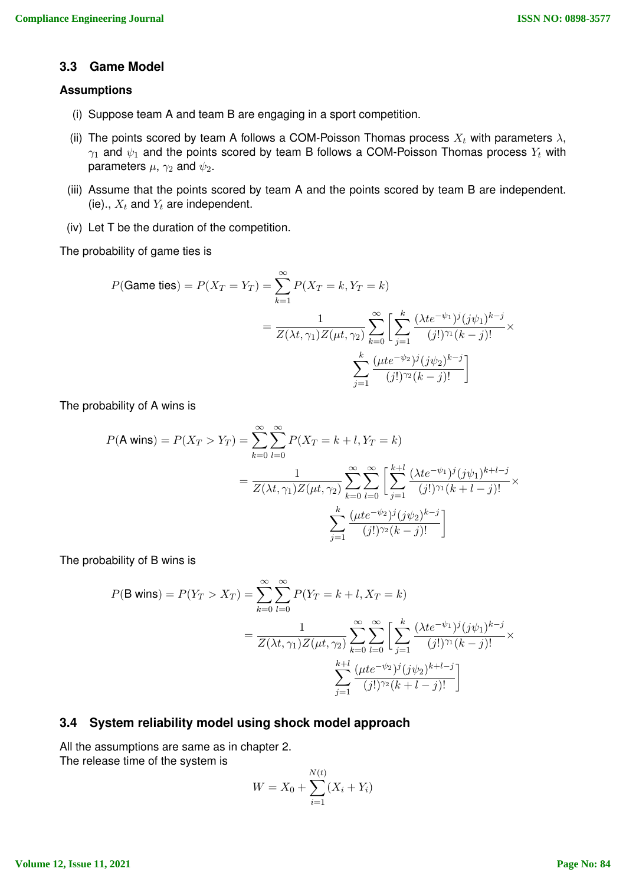### 3.3 Game Model

**Assumptions**

(i) Suppose team A and team B are engaging in a sport competition.

(ii) The points scored by team A follows a COM-Poisson Thomas process $X_t$ with parameters $\lambda$, $\gamma_1$ and $\psi_1$ and the points scored by team B follows a COM-Poisson Thomas process $Y_t$ with parameters $\mu$, $\gamma_2$ and $\psi_2$.

(iii) Assume that the points scored by team A and the points scored by team B are independent. (ie)., $X_t$ and $Y_t$ are independent.

(iv) Let T be the duration of the competition.

The probability of game ties is

$$
\begin{aligned}
P(\text{Game ties}) = P(X_T = Y_T) &= \sum_{k=1}^{\infty} P(X_T = k, Y_T = k) \\
&= \frac{1}{Z(\lambda t, \gamma_1) Z(\mu t, \gamma_2)} \sum_{k=0}^{\infty} \left[ \sum_{j=1}^{k} \frac{(\lambda t e^{-\psi_1})^j (j\psi_1)^{k-j}}{(j!)^{\gamma_1} (k-j)!} \times \right. \\
&\qquad \left. \sum_{j=1}^{k} \frac{(\mu t e^{-\psi_2})^j (j\psi_2)^{k-j}}{(j!)^{\gamma_2} (k-j)!} \right]
\end{aligned}
$$

The probability of A wins is

$$
\begin{aligned}
P(\text{A wins}) = P(X_T > Y_T) &= \sum_{k=0}^{\infty} \sum_{l=0}^{\infty} P(X_T = k+l, Y_T = k) \\
&= \frac{1}{Z(\lambda t, \gamma_1) Z(\mu t, \gamma_2)} \sum_{k=0}^{\infty} \sum_{l=0}^{\infty} \left[ \sum_{j=1}^{k+l} \frac{(\lambda t e^{-\psi_1})^j (j\psi_1)^{k+l-j}}{(j!)^{\gamma_1} (k+l-j)!} \times \right. \\
&\qquad \left. \sum_{j=1}^{k} \frac{(\mu t e^{-\psi_2})^j (j\psi_2)^{k-j}}{(j!)^{\gamma_2} (k-j)!} \right]
\end{aligned}
$$

The probability of B wins is

$$
\begin{aligned}
P(\text{B wins}) = P(Y_T > X_T) &= \sum_{k=0}^{\infty} \sum_{l=0}^{\infty} P(Y_T = k+l, X_T = k) \\
&= \frac{1}{Z(\lambda t, \gamma_1) Z(\mu t, \gamma_2)} \sum_{k=0}^{\infty} \sum_{l=0}^{\infty} \left[ \sum_{j=1}^{k} \frac{(\lambda t e^{-\psi_1})^j (j\psi_1)^{k-j}}{(j!)^{\gamma_1} (k-j)!} \times \right. \\
&\qquad \left. \sum_{j=1}^{k+l} \frac{(\mu t e^{-\psi_2})^j (j\psi_2)^{k+l-j}}{(j!)^{\gamma_2} (k+l-j)!} \right]
\end{aligned}
$$

### 3.4 System reliability model using shock model approach

All the assumptions are same as in chapter 2.
The release time of the system is

$$
W = X_0 + \sum_{i=1}^{N(t)} (X_i + Y_i)
$$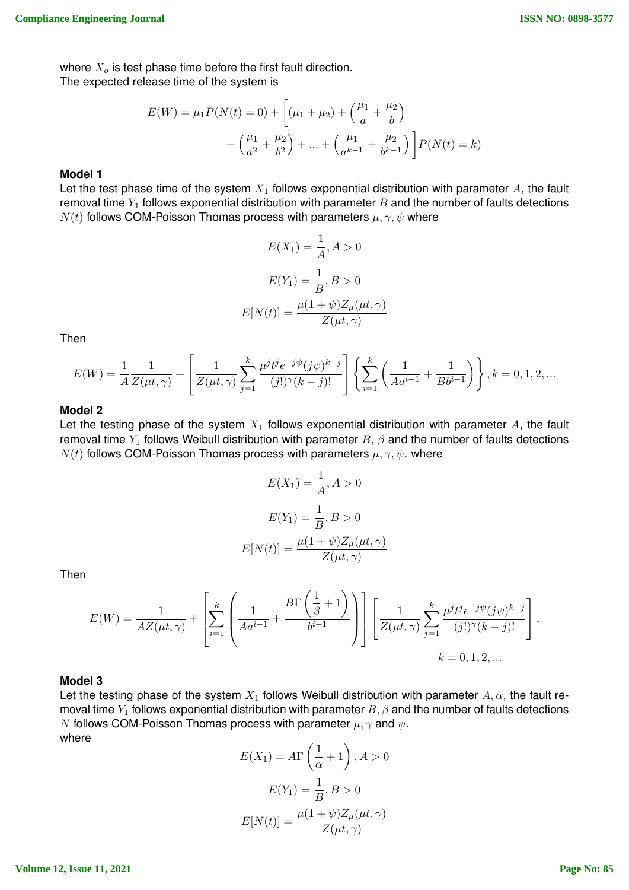where $X_o$ is test phase time before the first fault direction.
The expected release time of the system is

$$E(W) = \mu_1 P(N(t)=0) + \left[(\mu_1+\mu_2) + \left(\frac{\mu_1}{a}+\frac{\mu_2}{b}\right) + \left(\frac{\mu_1}{a^2}+\frac{\mu_2}{b^2}\right) + ... + \left(\frac{\mu_1}{a^{k-1}}+\frac{\mu_2}{b^{k-1}}\right)\right] P(N(t)=k)$$

**Model 1**

Let the test phase time of the system $X_1$ follows exponential distribution with parameter $A$, the fault removal time $Y_1$ follows exponential distribution with parameter $B$ and the number of faults detections $N(t)$ follows COM-Poisson Thomas process with parameters $\mu, \gamma, \psi$ where

$$E(X_1) = \frac{1}{A}, A > 0$$

$$E(Y_1) = \frac{1}{B}, B > 0$$

$$E[N(t)] = \frac{\mu(1+\psi) Z_\mu(\mu t, \gamma)}{Z(\mu t, \gamma)}$$

Then

$$E(W) = \frac{1}{A}\frac{1}{Z(\mu t,\gamma)} + \left[\frac{1}{Z(\mu t,\gamma)}\sum_{j=1}^{k}\frac{\mu^j t^j e^{-j\psi}(j\psi)^{k-j}}{(j!)^\gamma (k-j)!}\right]\left\{\sum_{i=1}^{k}\left(\frac{1}{Aa^{i-1}}+\frac{1}{Bb^{i-1}}\right)\right\}, k = 0,1,2,...$$

**Model 2**

Let the testing phase of the system $X_1$ follows exponential distribution with parameter $A$, the fault removal time $Y_1$ follows Weibull distribution with parameter $B$, $\beta$ and the number of faults detections $N(t)$ follows COM-Poisson Thomas process with parameters $\mu, \gamma, \psi$. where

$$E(X_1) = \frac{1}{A}, A > 0$$

$$E(Y_1) = \frac{1}{B}, B > 0$$

$$E[N(t)] = \frac{\mu(1+\psi) Z_\mu(\mu t, \gamma)}{Z(\mu t, \gamma)}$$

Then

$$E(W) = \frac{1}{AZ(\mu t,\gamma)} + \left[\sum_{i=1}^{k}\left(\frac{1}{Aa^{i-1}}+\frac{B\Gamma\left(\frac{1}{\beta}+1\right)}{b^{i-1}}\right)\right]\left[\frac{1}{Z(\mu t,\gamma)}\sum_{j=1}^{k}\frac{\mu^j t^j e^{-j\psi}(j\psi)^{k-j}}{(j!)^\gamma (k-j)!}\right], \quad k = 0,1,2,...$$

**Model 3**

Let the testing phase of the system $X_1$ follows Weibull distribution with parameter $A, \alpha$, the fault removal time $Y_1$ follows exponential distribution with parameter $B, \beta$ and the number of faults detections $N$ follows COM-Poisson Thomas process with parameter $\mu, \gamma$ and $\psi$.
where

$$E(X_1) = A\Gamma\left(\frac{1}{\alpha}+1\right), A > 0$$

$$E(Y_1) = \frac{1}{B}, B > 0$$

$$E[N(t)] = \frac{\mu(1+\psi) Z_\mu(\mu t, \gamma)}{Z(\mu t, \gamma)}$$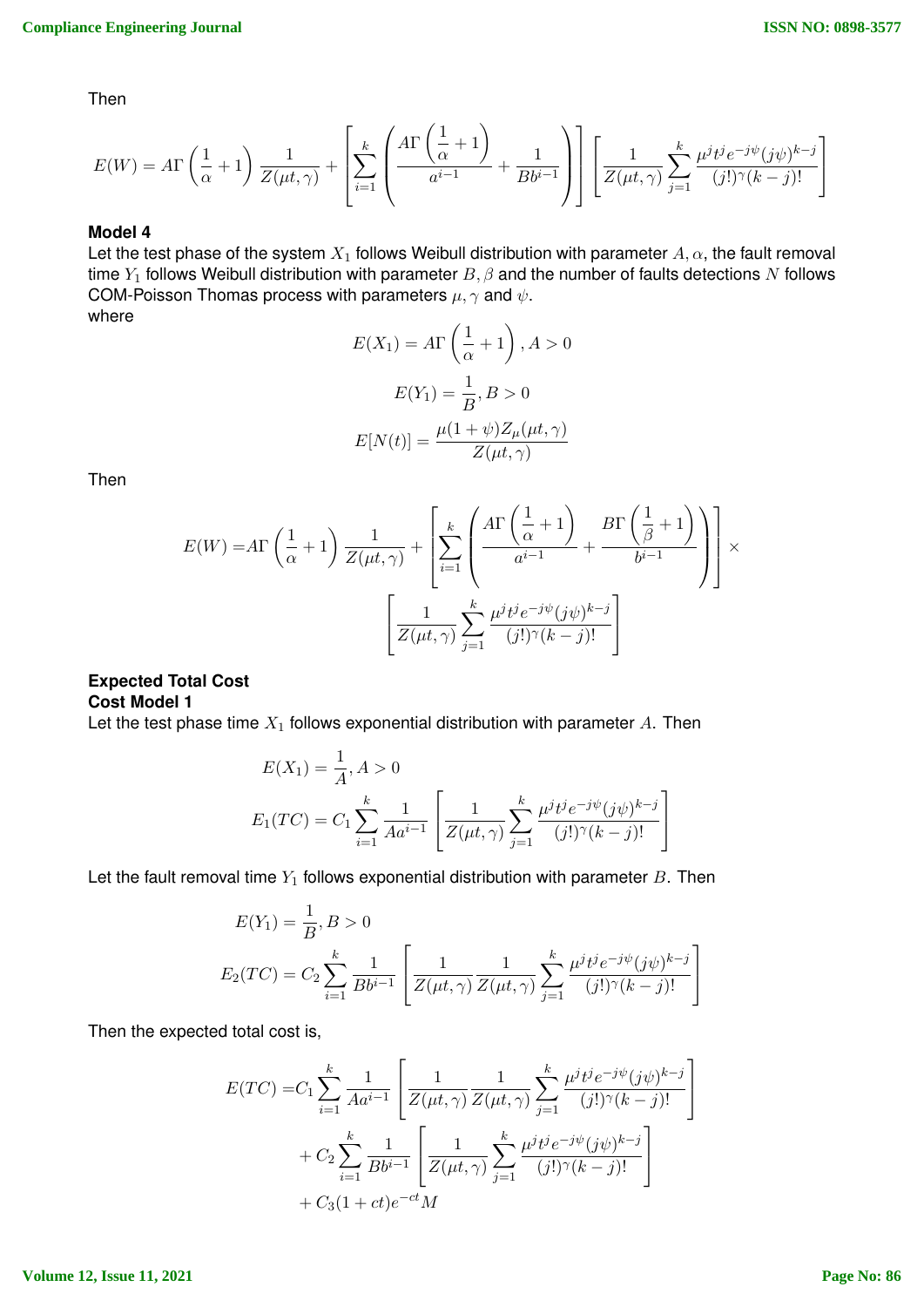Then

$$E(W) = A\Gamma\left(\frac{1}{\alpha}+1\right)\frac{1}{Z(\mu t,\gamma)} + \left[\sum_{i=1}^{k}\left(\frac{A\Gamma\left(\frac{1}{\alpha}+1\right)}{a^{i-1}} + \frac{1}{Bb^{i-1}}\right)\right]\left[\frac{1}{Z(\mu t,\gamma)}\sum_{j=1}^{k}\frac{\mu^j t^j e^{-j\psi}(j\psi)^{k-j}}{(j!)^{\gamma}(k-j)!}\right]$$

**Model 4**

Let the test phase of the system $X_1$ follows Weibull distribution with parameter $A, \alpha$, the fault removal time $Y_1$ follows Weibull distribution with parameter $B, \beta$ and the number of faults detections $N$ follows COM-Poisson Thomas process with parameters $\mu, \gamma$ and $\psi$.
where

$$E(X_1) = A\Gamma\left(\frac{1}{\alpha}+1\right), A > 0$$

$$E(Y_1) = \frac{1}{B}, B > 0$$

$$E[N(t)] = \frac{\mu(1+\psi)Z_{\mu}(\mu t,\gamma)}{Z(\mu t,\gamma)}$$

Then

$$E(W) = A\Gamma\left(\frac{1}{\alpha}+1\right)\frac{1}{Z(\mu t,\gamma)} + \left[\sum_{i=1}^{k}\left(\frac{A\Gamma\left(\frac{1}{\alpha}+1\right)}{a^{i-1}} + \frac{B\Gamma\left(\frac{1}{\beta}+1\right)}{b^{i-1}}\right)\right] \times \left[\frac{1}{Z(\mu t,\gamma)}\sum_{j=1}^{k}\frac{\mu^j t^j e^{-j\psi}(j\psi)^{k-j}}{(j!)^{\gamma}(k-j)!}\right]$$

**Expected Total Cost**

**Cost Model 1**

Let the test phase time $X_1$ follows exponential distribution with parameter $A$. Then

$$E(X_1) = \frac{1}{A}, A > 0$$

$$E_1(TC) = C_1\sum_{i=1}^{k}\frac{1}{Aa^{i-1}}\left[\frac{1}{Z(\mu t,\gamma)}\sum_{j=1}^{k}\frac{\mu^j t^j e^{-j\psi}(j\psi)^{k-j}}{(j!)^{\gamma}(k-j)!}\right]$$

Let the fault removal time $Y_1$ follows exponential distribution with parameter $B$. Then

$$E(Y_1) = \frac{1}{B}, B > 0$$

$$E_2(TC) = C_2\sum_{i=1}^{k}\frac{1}{Bb^{i-1}}\left[\frac{1}{Z(\mu t,\gamma)}\frac{1}{Z(\mu t,\gamma)}\sum_{j=1}^{k}\frac{\mu^j t^j e^{-j\psi}(j\psi)^{k-j}}{(j!)^{\gamma}(k-j)!}\right]$$

Then the expected total cost is,

$$E(TC) = C_1\sum_{i=1}^{k}\frac{1}{Aa^{i-1}}\left[\frac{1}{Z(\mu t,\gamma)}\frac{1}{Z(\mu t,\gamma)}\sum_{j=1}^{k}\frac{\mu^j t^j e^{-j\psi}(j\psi)^{k-j}}{(j!)^{\gamma}(k-j)!}\right] + C_2\sum_{i=1}^{k}\frac{1}{Bb^{i-1}}\left[\frac{1}{Z(\mu t,\gamma)}\sum_{j=1}^{k}\frac{\mu^j t^j e^{-j\psi}(j\psi)^{k-j}}{(j!)^{\gamma}(k-j)!}\right] + C_3(1+ct)e^{-ct}M$$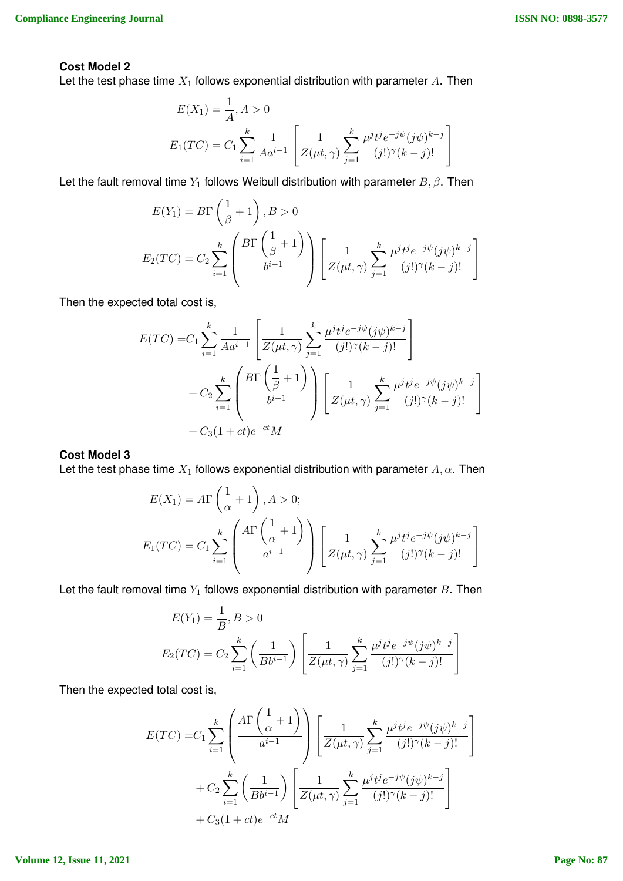**Cost Model 2**

Let the test phase time $X_1$ follows exponential distribution with parameter $A$. Then

$$
\begin{aligned}
E(X_1) &= \frac{1}{A}, A > 0 \\
E_1(TC) &= C_1 \sum_{i=1}^{k} \frac{1}{Aa^{i-1}} \left[ \frac{1}{Z(\mu t, \gamma)} \sum_{j=1}^{k} \frac{\mu^j t^j e^{-j\psi} (j\psi)^{k-j}}{(j!)^\gamma (k-j)!} \right]
\end{aligned}
$$

Let the fault removal time $Y_1$ follows Weibull distribution with parameter $B, \beta$. Then

$$
\begin{aligned}
E(Y_1) &= B\Gamma\left(\frac{1}{\beta} + 1\right), B > 0 \\
E_2(TC) &= C_2 \sum_{i=1}^{k} \left( \frac{B\Gamma\left(\frac{1}{\beta} + 1\right)}{b^{i-1}} \right) \left[ \frac{1}{Z(\mu t, \gamma)} \sum_{j=1}^{k} \frac{\mu^j t^j e^{-j\psi} (j\psi)^{k-j}}{(j!)^\gamma (k-j)!} \right]
\end{aligned}
$$

Then the expected total cost is,

$$
\begin{aligned}
E(TC) =& C_1 \sum_{i=1}^{k} \frac{1}{Aa^{i-1}} \left[ \frac{1}{Z(\mu t, \gamma)} \sum_{j=1}^{k} \frac{\mu^j t^j e^{-j\psi} (j\psi)^{k-j}}{(j!)^\gamma (k-j)!} \right] \\
&+ C_2 \sum_{i=1}^{k} \left( \frac{B\Gamma\left(\frac{1}{\beta} + 1\right)}{b^{i-1}} \right) \left[ \frac{1}{Z(\mu t, \gamma)} \sum_{j=1}^{k} \frac{\mu^j t^j e^{-j\psi} (j\psi)^{k-j}}{(j!)^\gamma (k-j)!} \right] \\
&+ C_3 (1 + ct) e^{-ct} M
\end{aligned}
$$

**Cost Model 3**

Let the test phase time $X_1$ follows exponential distribution with parameter $A, \alpha$. Then

$$
\begin{aligned}
E(X_1) &= A\Gamma\left(\frac{1}{\alpha} + 1\right), A > 0; \\
E_1(TC) &= C_1 \sum_{i=1}^{k} \left( \frac{A\Gamma\left(\frac{1}{\alpha} + 1\right)}{a^{i-1}} \right) \left[ \frac{1}{Z(\mu t, \gamma)} \sum_{j=1}^{k} \frac{\mu^j t^j e^{-j\psi} (j\psi)^{k-j}}{(j!)^\gamma (k-j)!} \right]
\end{aligned}
$$

Let the fault removal time $Y_1$ follows exponential distribution with parameter $B$. Then

$$
\begin{aligned}
E(Y_1) &= \frac{1}{B}, B > 0 \\
E_2(TC) &= C_2 \sum_{i=1}^{k} \left( \frac{1}{Bb^{i-1}} \right) \left[ \frac{1}{Z(\mu t, \gamma)} \sum_{j=1}^{k} \frac{\mu^j t^j e^{-j\psi} (j\psi)^{k-j}}{(j!)^\gamma (k-j)!} \right]
\end{aligned}
$$

Then the expected total cost is,

$$
\begin{aligned}
E(TC) =& C_1 \sum_{i=1}^{k} \left( \frac{A\Gamma\left(\frac{1}{\alpha} + 1\right)}{a^{i-1}} \right) \left[ \frac{1}{Z(\mu t, \gamma)} \sum_{j=1}^{k} \frac{\mu^j t^j e^{-j\psi} (j\psi)^{k-j}}{(j!)^\gamma (k-j)!} \right] \\
&+ C_2 \sum_{i=1}^{k} \left( \frac{1}{Bb^{i-1}} \right) \left[ \frac{1}{Z(\mu t, \gamma)} \sum_{j=1}^{k} \frac{\mu^j t^j e^{-j\psi} (j\psi)^{k-j}}{(j!)^\gamma (k-j)!} \right] \\
&+ C_3 (1 + ct) e^{-ct} M
\end{aligned}
$$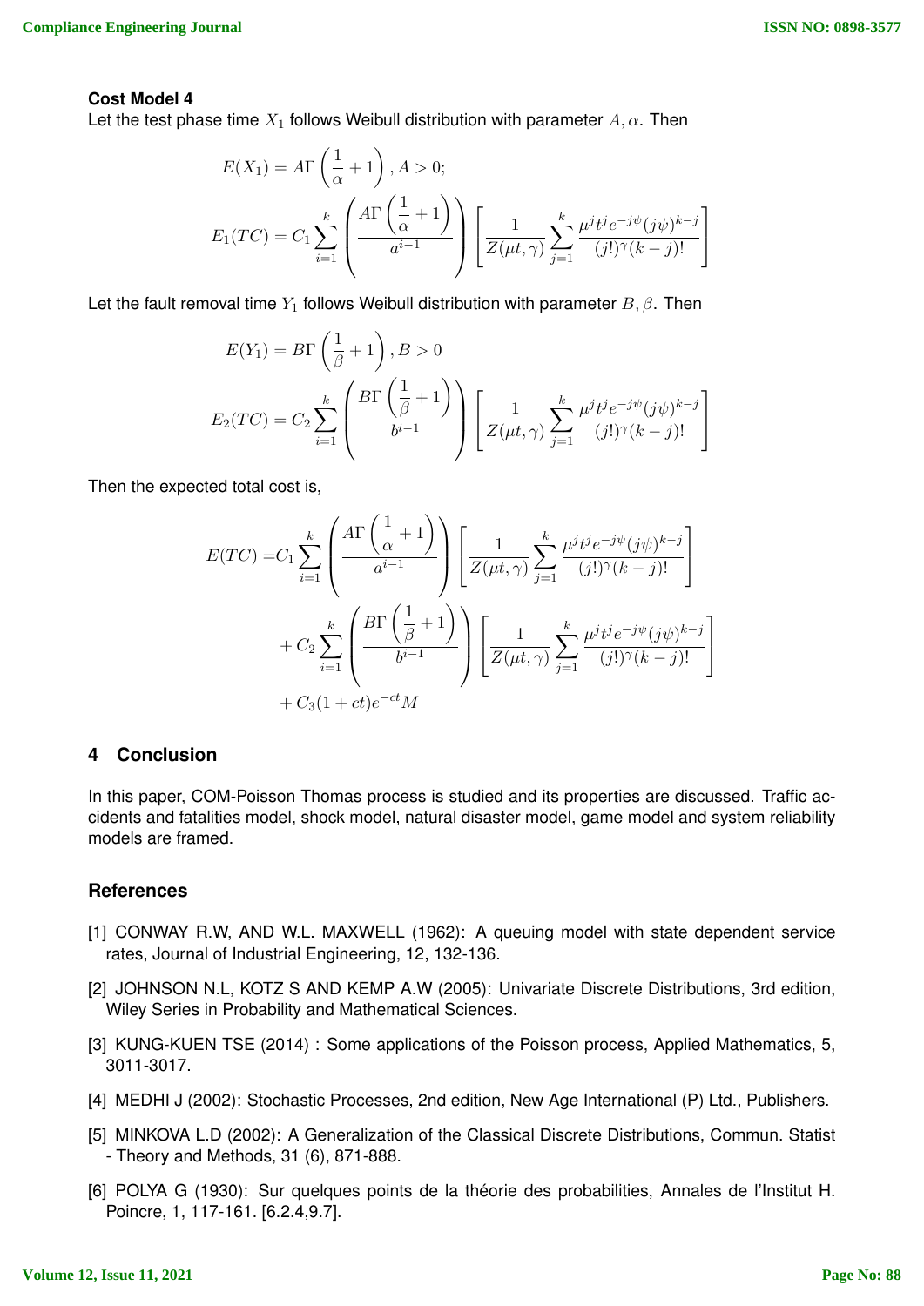**Cost Model 4**

Let the test phase time $X_1$ follows Weibull distribution with parameter $A, \alpha$. Then

$$E(X_1) = A\Gamma\left(\frac{1}{\alpha}+1\right), A > 0;$$

$$E_1(TC) = C_1 \sum_{i=1}^{k} \left(\frac{A\Gamma\left(\frac{1}{\alpha}+1\right)}{a^{i-1}}\right) \left[\frac{1}{Z(\mu t, \gamma)} \sum_{j=1}^{k} \frac{\mu^j t^j e^{-j\psi}(j\psi)^{k-j}}{(j!)^{\gamma}(k-j)!}\right]$$

Let the fault removal time $Y_1$ follows Weibull distribution with parameter $B, \beta$. Then

$$E(Y_1) = B\Gamma\left(\frac{1}{\beta}+1\right), B > 0$$

$$E_2(TC) = C_2 \sum_{i=1}^{k} \left(\frac{B\Gamma\left(\frac{1}{\beta}+1\right)}{b^{i-1}}\right) \left[\frac{1}{Z(\mu t, \gamma)} \sum_{j=1}^{k} \frac{\mu^j t^j e^{-j\psi}(j\psi)^{k-j}}{(j!)^{\gamma}(k-j)!}\right]$$

Then the expected total cost is,

$$\begin{aligned} E(TC) =& C_1 \sum_{i=1}^{k} \left(\frac{A\Gamma\left(\frac{1}{\alpha}+1\right)}{a^{i-1}}\right) \left[\frac{1}{Z(\mu t, \gamma)} \sum_{j=1}^{k} \frac{\mu^j t^j e^{-j\psi}(j\psi)^{k-j}}{(j!)^{\gamma}(k-j)!}\right] \\ &+ C_2 \sum_{i=1}^{k} \left(\frac{B\Gamma\left(\frac{1}{\beta}+1\right)}{b^{i-1}}\right) \left[\frac{1}{Z(\mu t, \gamma)} \sum_{j=1}^{k} \frac{\mu^j t^j e^{-j\psi}(j\psi)^{k-j}}{(j!)^{\gamma}(k-j)!}\right] \\ &+ C_3(1+ct)e^{-ct}M \end{aligned}$$

## 4 Conclusion

In this paper, COM-Poisson Thomas process is studied and its properties are discussed. Traffic accidents and fatalities model, shock model, natural disaster model, game model and system reliability models are framed.

## References

[1] CONWAY R.W, AND W.L. MAXWELL (1962): A queuing model with state dependent service rates, Journal of Industrial Engineering, 12, 132-136.

[2] JOHNSON N.L, KOTZ S AND KEMP A.W (2005): Univariate Discrete Distributions, 3rd edition, Wiley Series in Probability and Mathematical Sciences.

[3] KUNG-KUEN TSE (2014) : Some applications of the Poisson process, Applied Mathematics, 5, 3011-3017.

[4] MEDHI J (2002): Stochastic Processes, 2nd edition, New Age International (P) Ltd., Publishers.

[5] MINKOVA L.D (2002): A Generalization of the Classical Discrete Distributions, Commun. Statist - Theory and Methods, 31 (6), 871-888.

[6] POLYA G (1930): Sur quelques points de la théorie des probabilities, Annales de l'Institut H. Poincre, 1, 117-161. [6.2.4,9.7].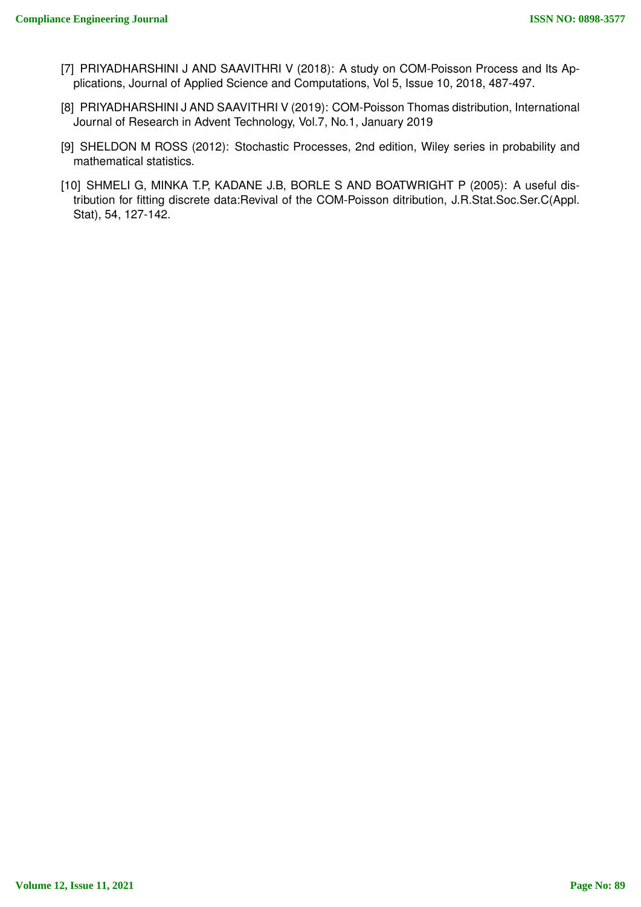[7] PRIYADHARSHINI J AND SAAVITHRI V (2018): A study on COM-Poisson Process and Its Applications, Journal of Applied Science and Computations, Vol 5, Issue 10, 2018, 487-497.

[8] PRIYADHARSHINI J AND SAAVITHRI V (2019): COM-Poisson Thomas distribution, International Journal of Research in Advent Technology, Vol.7, No.1, January 2019

[9] SHELDON M ROSS (2012): Stochastic Processes, 2nd edition, Wiley series in probability and mathematical statistics.

[10] SHMELI G, MINKA T.P, KADANE J.B, BORLE S AND BOATWRIGHT P (2005): A useful distribution for fitting discrete data:Revival of the COM-Poisson ditribution, J.R.Stat.Soc.Ser.C(Appl. Stat), 54, 127-142.